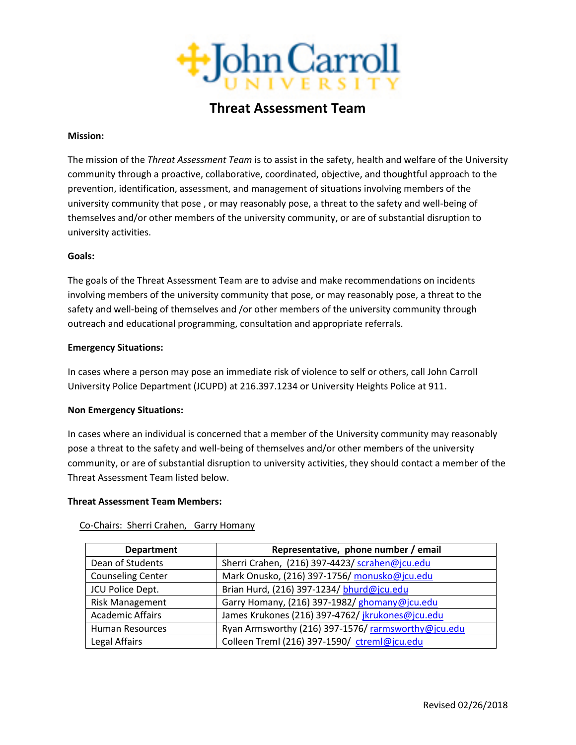# John Carroll University

## Threat Assessment Team

**Mission:**

The mission of the *Threat Assessment Team* is to assist in the safety, health and welfare of the University community through a proactive, collaborative, coordinated, objective, and thoughtful approach to the prevention, identification, assessment, and management of situations involving members of the university community that pose , or may reasonably pose, a threat to the safety and well-being of themselves and/or other members of the university community, or are of substantial disruption to university activities.

**Goals:**

The goals of the Threat Assessment Team are to advise and make recommendations on incidents involving members of the university community that pose, or may reasonably pose, a threat to the safety and well-being of themselves and /or other members of the university community through outreach and educational programming, consultation and appropriate referrals.

**Emergency Situations:**

In cases where a person may pose an immediate risk of violence to self or others, call John Carroll University Police Department (JCUPD) at 216.397.1234 or University Heights Police at 911.

**Non Emergency Situations:**

In cases where an individual is concerned that a member of the University community may reasonably pose a threat to the safety and well-being of themselves and/or other members of the university community, or are of substantial disruption to university activities, they should contact a member of the Threat Assessment Team listed below.

**Threat Assessment Team Members:**

Co-Chairs: Sherri Crahen, Garry Homany

| Department | Representative, phone number / email |
|---|---|
| Dean of Students | Sherri Crahen, (216) 397-4423/ scrahen@jcu.edu |
| Counseling Center | Mark Onusko, (216) 397-1756/ monusko@jcu.edu |
| JCU Police Dept. | Brian Hurd, (216) 397-1234/ bhurd@jcu.edu |
| Risk Management | Garry Homany, (216) 397-1982/ ghomany@jcu.edu |
| Academic Affairs | James Krukones (216) 397-4762/ jkrukones@jcu.edu |
| Human Resources | Ryan Armsworthy (216) 397-1576/ rarmsworthy@jcu.edu |
| Legal Affairs | Colleen Treml (216) 397-1590/ ctreml@jcu.edu |

Revised 02/26/2018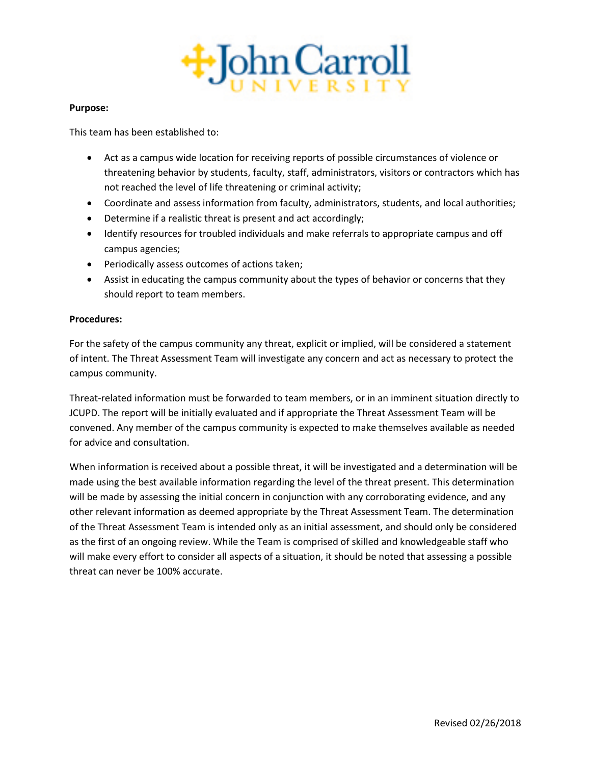**Purpose:**

This team has been established to:

- Act as a campus wide location for receiving reports of possible circumstances of violence or threatening behavior by students, faculty, staff, administrators, visitors or contractors which has not reached the level of life threatening or criminal activity;
- Coordinate and assess information from faculty, administrators, students, and local authorities;
- Determine if a realistic threat is present and act accordingly;
- Identify resources for troubled individuals and make referrals to appropriate campus and off campus agencies;
- Periodically assess outcomes of actions taken;
- Assist in educating the campus community about the types of behavior or concerns that they should report to team members.

**Procedures:**

For the safety of the campus community any threat, explicit or implied, will be considered a statement of intent. The Threat Assessment Team will investigate any concern and act as necessary to protect the campus community.

Threat-related information must be forwarded to team members, or in an imminent situation directly to JCUPD. The report will be initially evaluated and if appropriate the Threat Assessment Team will be convened. Any member of the campus community is expected to make themselves available as needed for advice and consultation.

When information is received about a possible threat, it will be investigated and a determination will be made using the best available information regarding the level of the threat present. This determination will be made by assessing the initial concern in conjunction with any corroborating evidence, and any other relevant information as deemed appropriate by the Threat Assessment Team. The determination of the Threat Assessment Team is intended only as an initial assessment, and should only be considered as the first of an ongoing review. While the Team is comprised of skilled and knowledgeable staff who will make every effort to consider all aspects of a situation, it should be noted that assessing a possible threat can never be 100% accurate.

Revised 02/26/2018